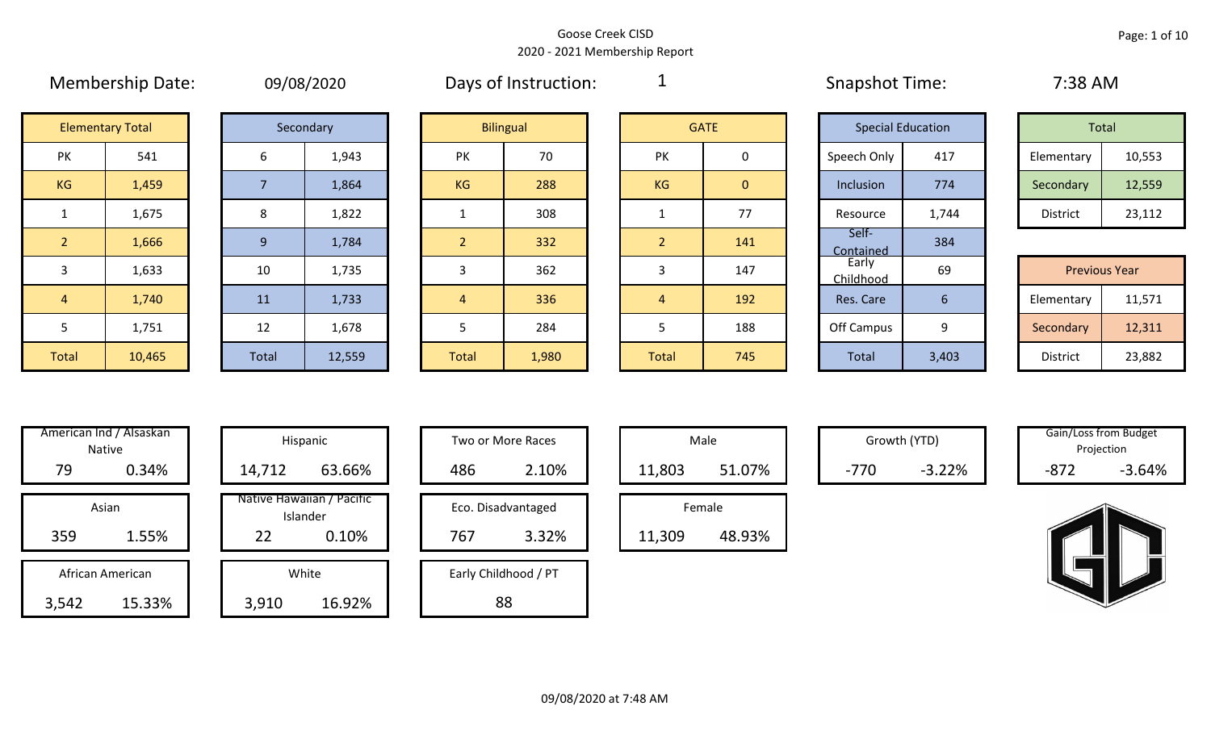Goose Creek CISD

2020 - 2021 Membership Report

Membership Date: 09/08/2020

Days of Instruction: 1

Snapshot Time: 7:38 AM

| Elementary Total | |
|---|---|
| PK | 541 |
| KG | 1,459 |
| 1 | 1,675 |
| 2 | 1,666 |
| 3 | 1,633 |
| 4 | 1,740 |
| 5 | 1,751 |
| Total | 10,465 |

| Secondary | |
|---|---|
| 6 | 1,943 |
| 7 | 1,864 |
| 8 | 1,822 |
| 9 | 1,784 |
| 10 | 1,735 |
| 11 | 1,733 |
| 12 | 1,678 |
| Total | 12,559 |

| Bilingual | |
|---|---|
| PK | 70 |
| KG | 288 |
| 1 | 308 |
| 2 | 332 |
| 3 | 362 |
| 4 | 336 |
| 5 | 284 |
| Total | 1,980 |

| GATE | |
|---|---|
| PK | 0 |
| KG | 0 |
| 1 | 77 |
| 2 | 141 |
| 3 | 147 |
| 4 | 192 |
| 5 | 188 |
| Total | 745 |

| Special Education | |
|---|---|
| Speech Only | 417 |
| Inclusion | 774 |
| Resource | 1,744 |
| Self-Contained | 384 |
| Early Childhood | 69 |
| Res. Care | 6 |
| Off Campus | 9 |
| Total | 3,403 |

| Total | |
|---|---|
| Elementary | 10,553 |
| Secondary | 12,559 |
| District | 23,112 |

| Previous Year | |
|---|---|
| Elementary | 11,571 |
| Secondary | 12,311 |
| District | 23,882 |

| Category | Count | Percent |
|---|---|---|
| American Ind / Alsaskan Native | 79 | 0.34% |
| Asian | 359 | 1.55% |
| African American | 3,542 | 15.33% |
| Hispanic | 14,712 | 63.66% |
| Native Hawaiian / Pacific Islander | 22 | 0.10% |
| White | 3,910 | 16.92% |
| Two or More Races | 486 | 2.10% |
| Eco. Disadvantaged | 767 | 3.32% |
| Early Childhood / PT | 88 | |
| Male | 11,803 | 51.07% |
| Female | 11,309 | 48.93% |
| Growth (YTD) | -770 | -3.22% |
| Gain/Loss from Budget Projection | -872 | -3.64% |

09/08/2020 at 7:48 AM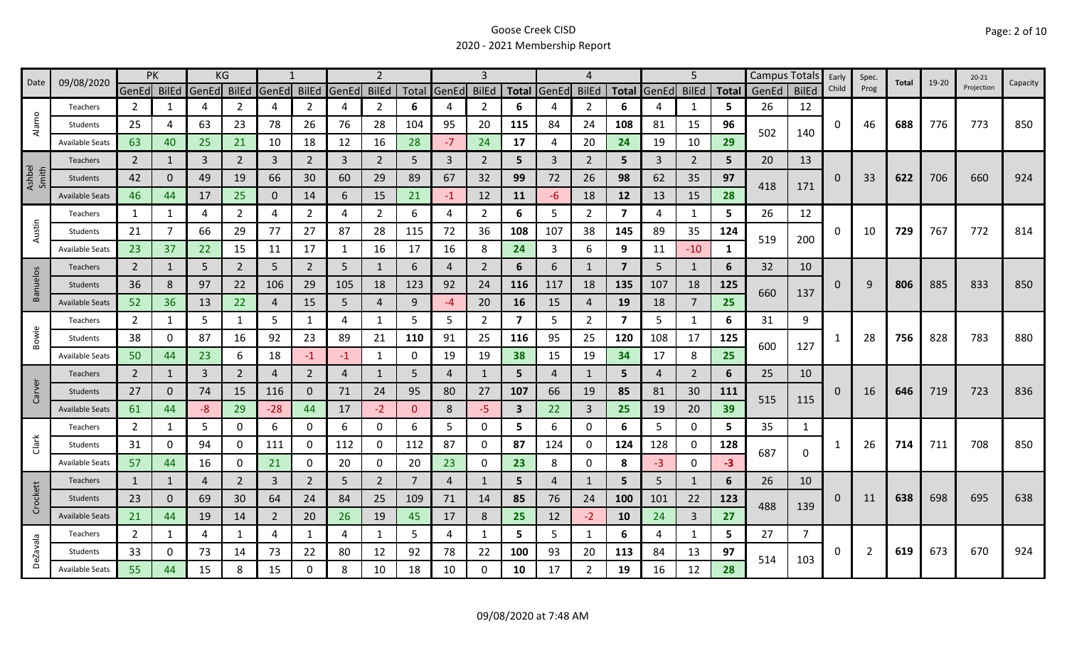# Goose Creek CISD
## 2020 - 2021 Membership Report

| Date | 09/08/2020 | PK | | KG | | 1 | | 2 | | | 3 | | | 4 | | | 5 | | | Campus Totals | | Early Child | Spec. Prog | Total | 19-20 | 20-21 Projection | Capacity |
|---|---|---|---|---|---|---|---|---|---|---|---|---|---|---|---|---|---|---|---|---|---|---|---|---|---|---|---|
| | | GenEd | BilEd | GenEd | BilEd | GenEd | BilEd | GenEd | BilEd | Total | GenEd | BilEd | Total | GenEd | BilEd | Total | GenEd | BilEd | Total | GenEd | BilEd | | | | | | |
| Alamo | Teachers | 2 | 1 | 4 | 2 | 4 | 2 | 4 | 2 | 6 | 4 | 2 | 6 | 4 | 2 | 6 | 4 | 1 | 5 | 26 | 12 | 0 | 46 | 688 | 776 | 773 | 850 |
| | Students | 25 | 4 | 63 | 23 | 78 | 26 | 76 | 28 | 104 | 95 | 20 | 115 | 84 | 24 | 108 | 81 | 15 | 96 | 502 | 140 | | | | | | |
| | Available Seats | 63 | 40 | 25 | 21 | 10 | 18 | 12 | 16 | 28 | -7 | 24 | 17 | 4 | 20 | 24 | 19 | 10 | 29 | | | | | | | | |
| Ashbel Smith | Teachers | 2 | 1 | 3 | 2 | 3 | 2 | 3 | 2 | 5 | 3 | 2 | 5 | 3 | 2 | 5 | 3 | 2 | 5 | 20 | 13 | 0 | 33 | 622 | 706 | 660 | 924 |
| | Students | 42 | 0 | 49 | 19 | 66 | 30 | 60 | 29 | 89 | 67 | 32 | 99 | 72 | 26 | 98 | 62 | 35 | 97 | 418 | 171 | | | | | | |
| | Available Seats | 46 | 44 | 17 | 25 | 0 | 14 | 6 | 15 | 21 | -1 | 12 | 11 | -6 | 18 | 12 | 13 | 15 | 28 | | | | | | | | |
| Austin | Teachers | 1 | 1 | 4 | 2 | 4 | 2 | 4 | 2 | 6 | 4 | 2 | 6 | 5 | 2 | 7 | 4 | 1 | 5 | 26 | 12 | 0 | 10 | 729 | 767 | 772 | 814 |
| | Students | 21 | 7 | 66 | 29 | 77 | 27 | 87 | 28 | 115 | 72 | 36 | 108 | 107 | 38 | 145 | 89 | 35 | 124 | 519 | 200 | | | | | | |
| | Available Seats | 23 | 37 | 22 | 15 | 11 | 17 | 1 | 16 | 17 | 16 | 8 | 24 | 3 | 6 | 9 | 11 | -10 | 1 | | | | | | | | |
| Banuelos | Teachers | 2 | 1 | 5 | 2 | 5 | 2 | 5 | 1 | 6 | 4 | 2 | 6 | 6 | 1 | 7 | 5 | 1 | 6 | 32 | 10 | 0 | 9 | 806 | 885 | 833 | 850 |
| | Students | 36 | 8 | 97 | 22 | 106 | 29 | 105 | 18 | 123 | 92 | 24 | 116 | 117 | 18 | 135 | 107 | 18 | 125 | 660 | 137 | | | | | | |
| | Available Seats | 52 | 36 | 13 | 22 | 4 | 15 | 5 | 4 | 9 | -4 | 20 | 16 | 15 | 4 | 19 | 18 | 7 | 25 | | | | | | | | |
| Bowie | Teachers | 2 | 1 | 5 | 1 | 5 | 1 | 4 | 1 | 5 | 5 | 2 | 7 | 5 | 2 | 7 | 5 | 1 | 6 | 31 | 9 | 1 | 28 | 756 | 828 | 783 | 880 |
| | Students | 38 | 0 | 87 | 16 | 92 | 23 | 89 | 21 | 110 | 91 | 25 | 116 | 95 | 25 | 120 | 108 | 17 | 125 | 600 | 127 | | | | | | |
| | Available Seats | 50 | 44 | 23 | 6 | 18 | -1 | -1 | 1 | 0 | 19 | 19 | 38 | 15 | 19 | 34 | 17 | 8 | 25 | | | | | | | | |
| Carver | Teachers | 2 | 1 | 3 | 2 | 4 | 2 | 4 | 1 | 5 | 4 | 1 | 5 | 4 | 1 | 5 | 4 | 2 | 6 | 25 | 10 | 0 | 16 | 646 | 719 | 723 | 836 |
| | Students | 27 | 0 | 74 | 15 | 116 | 0 | 71 | 24 | 95 | 80 | 27 | 107 | 66 | 19 | 85 | 81 | 30 | 111 | 515 | 115 | | | | | | |
| | Available Seats | 61 | 44 | -8 | 29 | -28 | 44 | 17 | -2 | 0 | 8 | -5 | 3 | 22 | 3 | 25 | 19 | 20 | 39 | | | | | | | | |
| Clark | Teachers | 2 | 1 | 5 | 0 | 6 | 0 | 6 | 0 | 6 | 5 | 0 | 5 | 6 | 0 | 6 | 5 | 0 | 5 | 35 | 1 | 1 | 26 | 714 | 711 | 708 | 850 |
| | Students | 31 | 0 | 94 | 0 | 111 | 0 | 112 | 0 | 112 | 87 | 0 | 87 | 124 | 0 | 124 | 128 | 0 | 128 | 687 | 0 | | | | | | |
| | Available Seats | 57 | 44 | 16 | 0 | 21 | 0 | 20 | 0 | 20 | 23 | 0 | 23 | 8 | 0 | 8 | -3 | 0 | -3 | | | | | | | | |
| Crockett | Teachers | 1 | 1 | 4 | 2 | 3 | 2 | 5 | 2 | 7 | 4 | 1 | 5 | 4 | 1 | 5 | 5 | 1 | 6 | 26 | 10 | 0 | 11 | 638 | 698 | 695 | 638 |
| | Students | 23 | 0 | 69 | 30 | 64 | 24 | 84 | 25 | 109 | 71 | 14 | 85 | 76 | 24 | 100 | 101 | 22 | 123 | 488 | 139 | | | | | | |
| | Available Seats | 21 | 44 | 19 | 14 | 2 | 20 | 26 | 19 | 45 | 17 | 8 | 25 | 12 | -2 | 10 | 24 | 3 | 27 | | | | | | | | |
| DeZavala | Teachers | 2 | 1 | 4 | 1 | 4 | 1 | 4 | 1 | 5 | 4 | 1 | 5 | 5 | 1 | 6 | 4 | 1 | 5 | 27 | 7 | 0 | 2 | 619 | 673 | 670 | 924 |
| | Students | 33 | 0 | 73 | 14 | 73 | 22 | 80 | 12 | 92 | 78 | 22 | 100 | 93 | 20 | 113 | 84 | 13 | 97 | 514 | 103 | | | | | | |
| | Available Seats | 55 | 44 | 15 | 8 | 15 | 0 | 8 | 10 | 18 | 10 | 0 | 10 | 17 | 2 | 19 | 16 | 12 | 28 | | | | | | | | |

09/08/2020 at 7:48 AM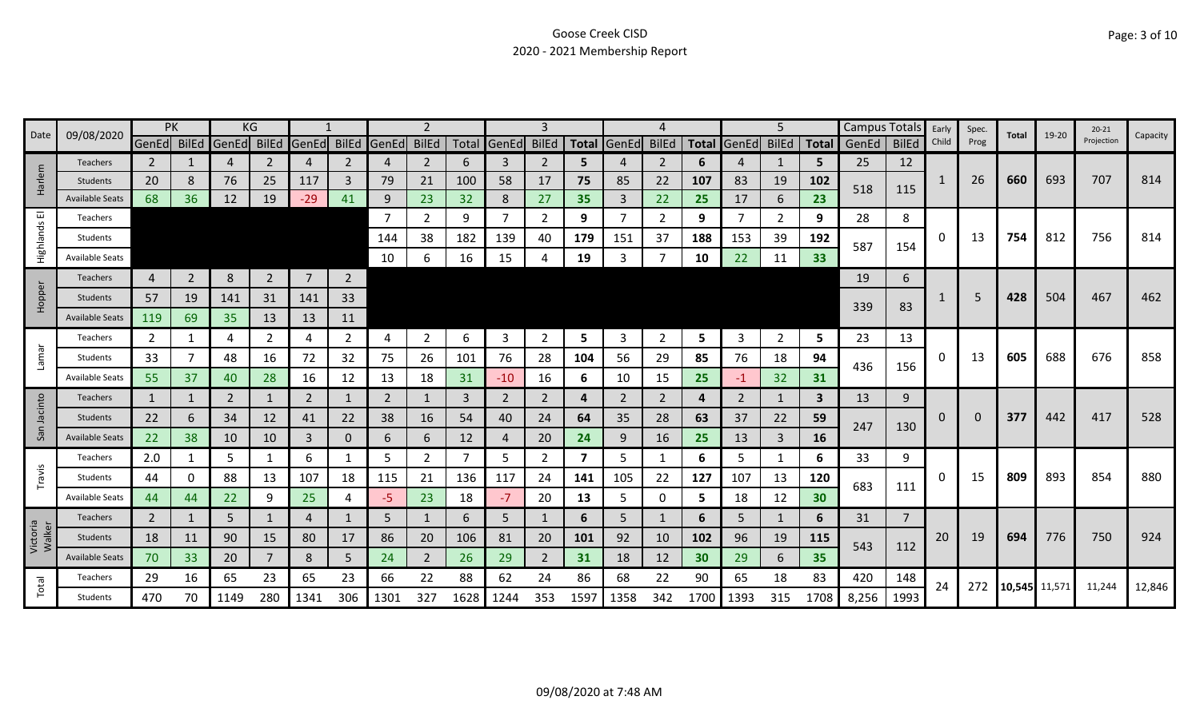Goose Creek CISD

2020 - 2021 Membership Report

| Date | 09/08/2020 | PK | | KG | | 1 | | 2 | | | 3 | | | 4 | | | 5 | | | Campus Totals | | Early Child | Spec. Prog | Total | 19-20 | 20-21 Projection | Capacity |
|---|---|---|---|---|---|---|---|---|---|---|---|---|---|---|---|---|---|---|---|---|---|---|---|---|---|---|---|
| | | GenEd | BilEd | GenEd | BilEd | GenEd | BilEd | GenEd | BilEd | Total | GenEd | BilEd | Total | GenEd | BilEd | Total | GenEd | BilEd | Total | GenEd | BilEd | | | | | | |
| Harlem | Teachers | 2 | 1 | 4 | 2 | 4 | 2 | 4 | 2 | 6 | 3 | 2 | 5 | 4 | 2 | 6 | 4 | 1 | 5 | 25 | 12 | 1 | 26 | 660 | 693 | 707 | 814 |
| | Students | 20 | 8 | 76 | 25 | 117 | 3 | 79 | 21 | 100 | 58 | 17 | 75 | 85 | 22 | 107 | 83 | 19 | 102 | 518 | 115 | | | | | | |
| | Available Seats | 68 | 36 | 12 | 19 | -29 | 41 | 9 | 23 | 32 | 8 | 27 | 35 | 3 | 22 | 25 | 17 | 6 | 23 | | | | | | | | |
| Highlands El | Teachers | | | | | | | 7 | 2 | 9 | 7 | 2 | 9 | 7 | 2 | 9 | 7 | 2 | 9 | 28 | 8 | 0 | 13 | 754 | 812 | 756 | 814 |
| | Students | | | | | | | 144 | 38 | 182 | 139 | 40 | 179 | 151 | 37 | 188 | 153 | 39 | 192 | 587 | 154 | | | | | | |
| | Available Seats | | | | | | | 10 | 6 | 16 | 15 | 4 | 19 | 3 | 7 | 10 | 22 | 11 | 33 | | | | | | | | |
| Hopper | Teachers | 4 | 2 | 8 | 2 | 7 | 2 | | | | | | | | | | | | | 19 | 6 | 1 | 5 | 428 | 504 | 467 | 462 |
| | Students | 57 | 19 | 141 | 31 | 141 | 33 | | | | | | | | | | | | | 339 | 83 | | | | | | |
| | Available Seats | 119 | 69 | 35 | 13 | 13 | 11 | | | | | | | | | | | | | | | | | | | | |
| Lamar | Teachers | 2 | 1 | 4 | 2 | 4 | 2 | 4 | 2 | 6 | 3 | 2 | 5 | 3 | 2 | 5 | 3 | 2 | 5 | 23 | 13 | 0 | 13 | 605 | 688 | 676 | 858 |
| | Students | 33 | 7 | 48 | 16 | 72 | 32 | 75 | 26 | 101 | 76 | 28 | 104 | 56 | 29 | 85 | 76 | 18 | 94 | 436 | 156 | | | | | | |
| | Available Seats | 55 | 37 | 40 | 28 | 16 | 12 | 13 | 18 | 31 | -10 | 16 | 6 | 10 | 15 | 25 | -1 | 32 | 31 | | | | | | | | |
| San Jacinto | Teachers | 1 | 1 | 2 | 1 | 2 | 1 | 2 | 1 | 3 | 2 | 2 | 4 | 2 | 2 | 4 | 2 | 1 | 3 | 13 | 9 | 0 | 0 | 377 | 442 | 417 | 528 |
| | Students | 22 | 6 | 34 | 12 | 41 | 22 | 38 | 16 | 54 | 40 | 24 | 64 | 35 | 28 | 63 | 37 | 22 | 59 | 247 | 130 | | | | | | |
| | Available Seats | 22 | 38 | 10 | 10 | 3 | 0 | 6 | 6 | 12 | 4 | 20 | 24 | 9 | 16 | 25 | 13 | 3 | 16 | | | | | | | | |
| Travis | Teachers | 2.0 | 1 | 5 | 1 | 6 | 1 | 5 | 2 | 7 | 5 | 2 | 7 | 5 | 1 | 6 | 5 | 1 | 6 | 33 | 9 | 0 | 15 | 809 | 893 | 854 | 880 |
| | Students | 44 | 0 | 88 | 13 | 107 | 18 | 115 | 21 | 136 | 117 | 24 | 141 | 105 | 22 | 127 | 107 | 13 | 120 | 683 | 111 | | | | | | |
| | Available Seats | 44 | 44 | 22 | 9 | 25 | 4 | -5 | 23 | 18 | -7 | 20 | 13 | 5 | 0 | 5 | 18 | 12 | 30 | | | | | | | | |
| Victoria Walker | Teachers | 2 | 1 | 5 | 1 | 4 | 1 | 5 | 1 | 6 | 5 | 1 | 6 | 5 | 1 | 6 | 5 | 1 | 6 | 31 | 7 | 20 | 19 | 694 | 776 | 750 | 924 |
| | Students | 18 | 11 | 90 | 15 | 80 | 17 | 86 | 20 | 106 | 81 | 20 | 101 | 92 | 10 | 102 | 96 | 19 | 115 | 543 | 112 | | | | | | |
| | Available Seats | 70 | 33 | 20 | 7 | 8 | 5 | 24 | 2 | 26 | 29 | 2 | 31 | 18 | 12 | 30 | 29 | 6 | 35 | | | | | | | | |
| Total | Teachers | 29 | 16 | 65 | 23 | 65 | 23 | 66 | 22 | 88 | 62 | 24 | 86 | 68 | 22 | 90 | 65 | 18 | 83 | 420 | 148 | 24 | 272 | 10,545 | 11,571 | 11,244 | 12,846 |
| | Students | 470 | 70 | 1149 | 280 | 1341 | 306 | 1301 | 327 | 1628 | 1244 | 353 | 1597 | 1358 | 342 | 1700 | 1393 | 315 | 1708 | 8,256 | 1993 | | | | | | |

09/08/2020 at 7:48 AM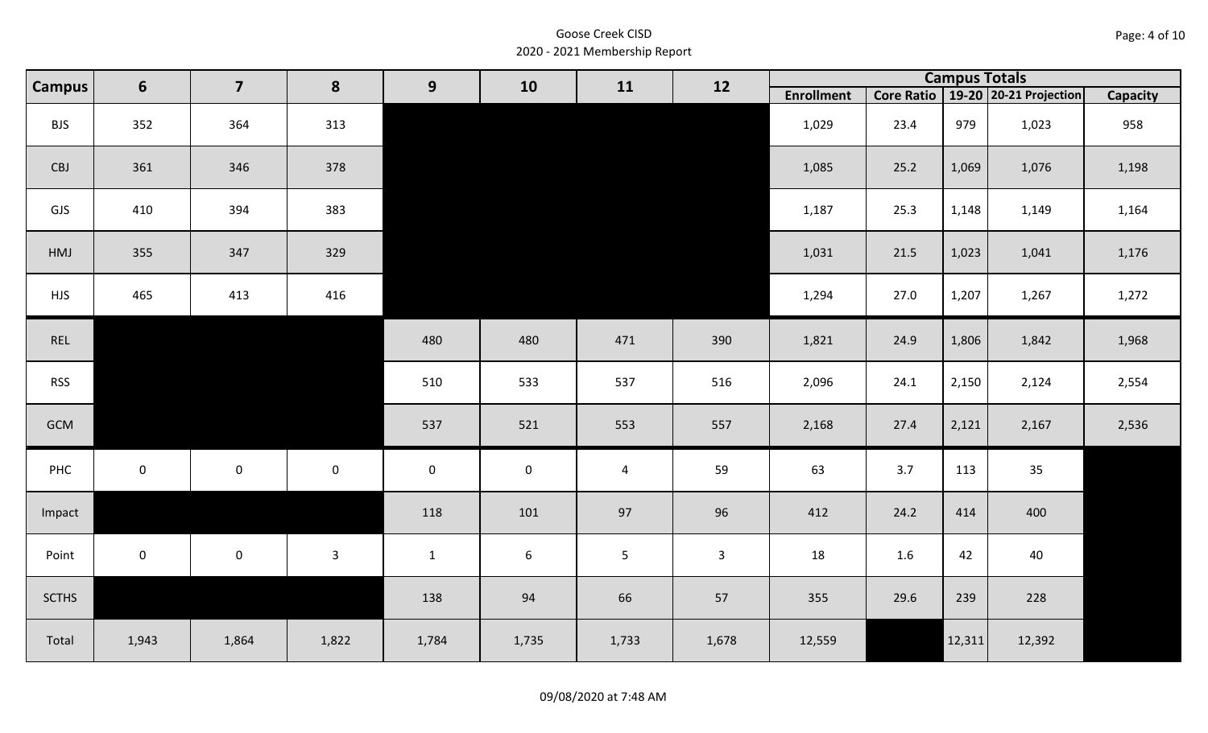# Goose Creek CISD
## 2020 - 2021 Membership Report

| Campus | 6 | 7 | 8 | 9 | 10 | 11 | 12 | Campus Totals | | | | |
|---|---|---|---|---|---|---|---|---|---|---|---|---|
| | | | | | | | | Enrollment | Core Ratio | 19-20 | 20-21 Projection | Capacity |
| BJS | 352 | 364 | 313 | | | | | 1,029 | 23.4 | 979 | 1,023 | 958 |
| CBJ | 361 | 346 | 378 | | | | | 1,085 | 25.2 | 1,069 | 1,076 | 1,198 |
| GJS | 410 | 394 | 383 | | | | | 1,187 | 25.3 | 1,148 | 1,149 | 1,164 |
| HMJ | 355 | 347 | 329 | | | | | 1,031 | 21.5 | 1,023 | 1,041 | 1,176 |
| HJS | 465 | 413 | 416 | | | | | 1,294 | 27.0 | 1,207 | 1,267 | 1,272 |
| REL | | | | 480 | 480 | 471 | 390 | 1,821 | 24.9 | 1,806 | 1,842 | 1,968 |
| RSS | | | | 510 | 533 | 537 | 516 | 2,096 | 24.1 | 2,150 | 2,124 | 2,554 |
| GCM | | | | 537 | 521 | 553 | 557 | 2,168 | 27.4 | 2,121 | 2,167 | 2,536 |
| PHC | 0 | 0 | 0 | 0 | 0 | 4 | 59 | 63 | 3.7 | 113 | 35 | |
| Impact | | | | 118 | 101 | 97 | 96 | 412 | 24.2 | 414 | 400 | |
| Point | 0 | 0 | 3 | 1 | 6 | 5 | 3 | 18 | 1.6 | 42 | 40 | |
| SCTHS | | | | 138 | 94 | 66 | 57 | 355 | 29.6 | 239 | 228 | |
| Total | 1,943 | 1,864 | 1,822 | 1,784 | 1,735 | 1,733 | 1,678 | 12,559 | | 12,311 | 12,392 | |

09/08/2020 at 7:48 AM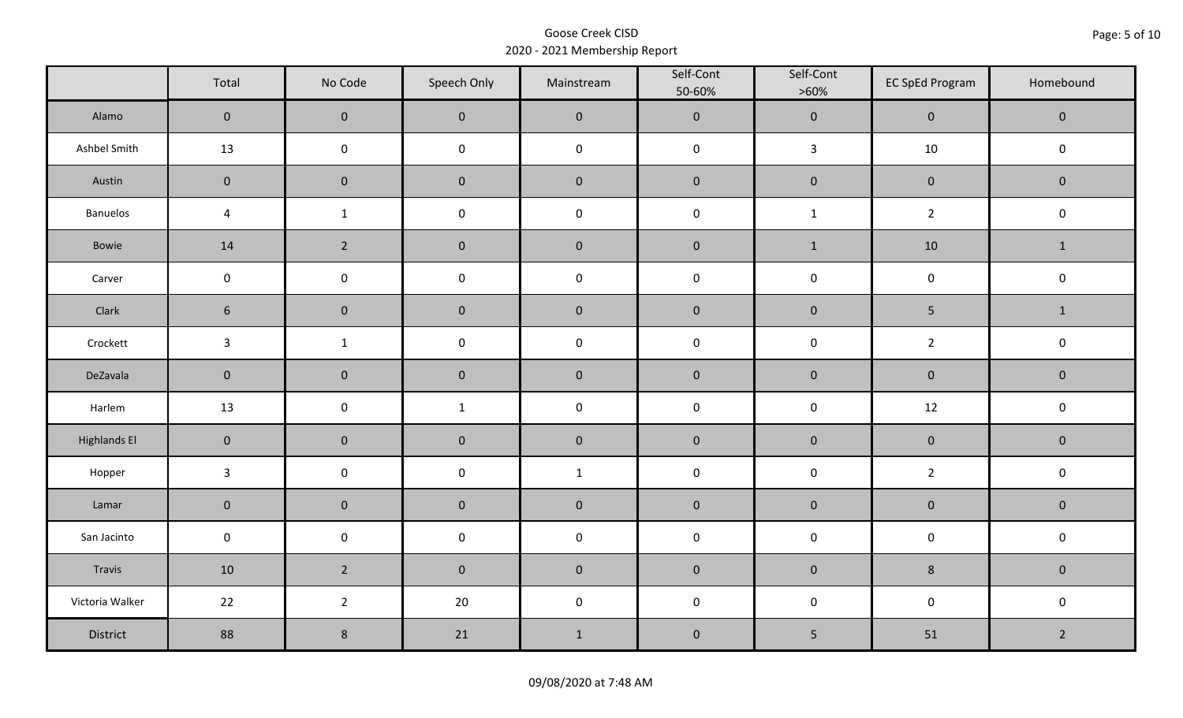Goose Creek CISD

2020 - 2021 Membership Report

| | Total | No Code | Speech Only | Mainstream | Self-Cont 50-60% | Self-Cont >60% | EC SpEd Program | Homebound |
|---|---|---|---|---|---|---|---|---|
| Alamo | 0 | 0 | 0 | 0 | 0 | 0 | 0 | 0 |
| Ashbel Smith | 13 | 0 | 0 | 0 | 0 | 3 | 10 | 0 |
| Austin | 0 | 0 | 0 | 0 | 0 | 0 | 0 | 0 |
| Banuelos | 4 | 1 | 0 | 0 | 0 | 1 | 2 | 0 |
| Bowie | 14 | 2 | 0 | 0 | 0 | 1 | 10 | 1 |
| Carver | 0 | 0 | 0 | 0 | 0 | 0 | 0 | 0 |
| Clark | 6 | 0 | 0 | 0 | 0 | 0 | 5 | 1 |
| Crockett | 3 | 1 | 0 | 0 | 0 | 0 | 2 | 0 |
| DeZavala | 0 | 0 | 0 | 0 | 0 | 0 | 0 | 0 |
| Harlem | 13 | 0 | 1 | 0 | 0 | 0 | 12 | 0 |
| Highlands El | 0 | 0 | 0 | 0 | 0 | 0 | 0 | 0 |
| Hopper | 3 | 0 | 0 | 1 | 0 | 0 | 2 | 0 |
| Lamar | 0 | 0 | 0 | 0 | 0 | 0 | 0 | 0 |
| San Jacinto | 0 | 0 | 0 | 0 | 0 | 0 | 0 | 0 |
| Travis | 10 | 2 | 0 | 0 | 0 | 0 | 8 | 0 |
| Victoria Walker | 22 | 2 | 20 | 0 | 0 | 0 | 0 | 0 |
| District | 88 | 8 | 21 | 1 | 0 | 5 | 51 | 2 |

09/08/2020 at 7:48 AM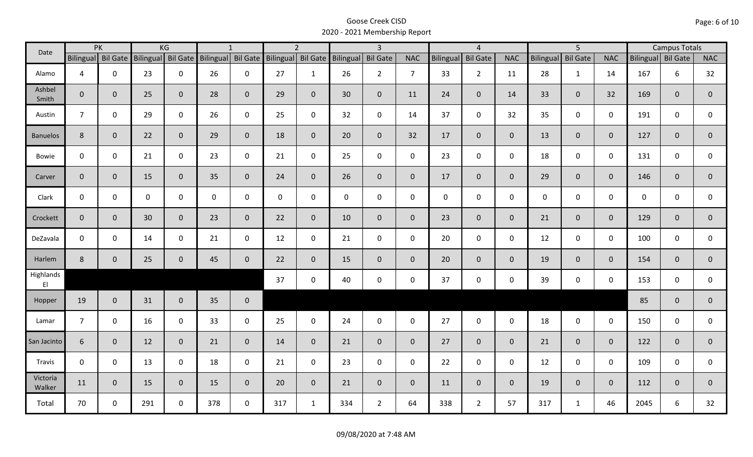# Goose Creek CISD
## 2020 - 2021 Membership Report

| Date | PK | | KG | | 1 | | 2 | | 3 | | | 4 | | | 5 | | | Campus Totals | | |
|---|---|---|---|---|---|---|---|---|---|---|---|---|---|---|---|---|---|---|---|---|
| | Bilingual | Bil Gate | Bilingual | Bil Gate | Bilingual | Bil Gate | Bilingual | Bil Gate | Bilingual | Bil Gate | NAC | Bilingual | Bil Gate | NAC | Bilingual | Bil Gate | NAC | Bilingual | Bil Gate | NAC |
| Alamo | 4 | 0 | 23 | 0 | 26 | 0 | 27 | 1 | 26 | 2 | 7 | 33 | 2 | 11 | 28 | 1 | 14 | 167 | 6 | 32 |
| Ashbel Smith | 0 | 0 | 25 | 0 | 28 | 0 | 29 | 0 | 30 | 0 | 11 | 24 | 0 | 14 | 33 | 0 | 32 | 169 | 0 | 0 |
| Austin | 7 | 0 | 29 | 0 | 26 | 0 | 25 | 0 | 32 | 0 | 14 | 37 | 0 | 32 | 35 | 0 | 0 | 191 | 0 | 0 |
| Banuelos | 8 | 0 | 22 | 0 | 29 | 0 | 18 | 0 | 20 | 0 | 32 | 17 | 0 | 0 | 13 | 0 | 0 | 127 | 0 | 0 |
| Bowie | 0 | 0 | 21 | 0 | 23 | 0 | 21 | 0 | 25 | 0 | 0 | 23 | 0 | 0 | 18 | 0 | 0 | 131 | 0 | 0 |
| Carver | 0 | 0 | 15 | 0 | 35 | 0 | 24 | 0 | 26 | 0 | 0 | 17 | 0 | 0 | 29 | 0 | 0 | 146 | 0 | 0 |
| Clark | 0 | 0 | 0 | 0 | 0 | 0 | 0 | 0 | 0 | 0 | 0 | 0 | 0 | 0 | 0 | 0 | 0 | 0 | 0 | 0 |
| Crockett | 0 | 0 | 30 | 0 | 23 | 0 | 22 | 0 | 10 | 0 | 0 | 23 | 0 | 0 | 21 | 0 | 0 | 129 | 0 | 0 |
| DeZavala | 0 | 0 | 14 | 0 | 21 | 0 | 12 | 0 | 21 | 0 | 0 | 20 | 0 | 0 | 12 | 0 | 0 | 100 | 0 | 0 |
| Harlem | 8 | 0 | 25 | 0 | 45 | 0 | 22 | 0 | 15 | 0 | 0 | 20 | 0 | 0 | 19 | 0 | 0 | 154 | 0 | 0 |
| Highlands El | | | | | | | 37 | 0 | 40 | 0 | 0 | 37 | 0 | 0 | 39 | 0 | 0 | 153 | 0 | 0 |
| Hopper | 19 | 0 | 31 | 0 | 35 | 0 | | | | | | | | | | | | 85 | 0 | 0 |
| Lamar | 7 | 0 | 16 | 0 | 33 | 0 | 25 | 0 | 24 | 0 | 0 | 27 | 0 | 0 | 18 | 0 | 0 | 150 | 0 | 0 |
| San Jacinto | 6 | 0 | 12 | 0 | 21 | 0 | 14 | 0 | 21 | 0 | 0 | 27 | 0 | 0 | 21 | 0 | 0 | 122 | 0 | 0 |
| Travis | 0 | 0 | 13 | 0 | 18 | 0 | 21 | 0 | 23 | 0 | 0 | 22 | 0 | 0 | 12 | 0 | 0 | 109 | 0 | 0 |
| Victoria Walker | 11 | 0 | 15 | 0 | 15 | 0 | 20 | 0 | 21 | 0 | 0 | 11 | 0 | 0 | 19 | 0 | 0 | 112 | 0 | 0 |
| Total | 70 | 0 | 291 | 0 | 378 | 0 | 317 | 1 | 334 | 2 | 64 | 338 | 2 | 57 | 317 | 1 | 46 | 2045 | 6 | 32 |

09/08/2020 at 7:48 AM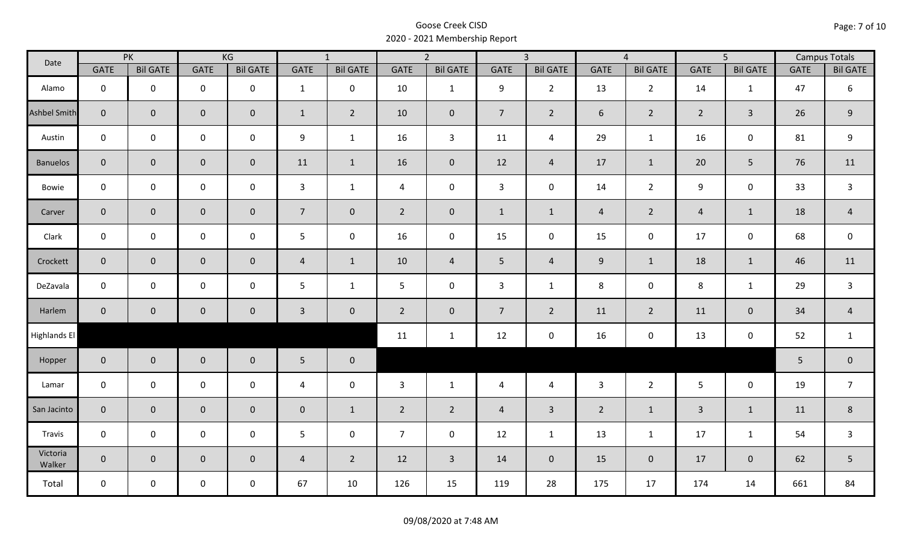Goose Creek CISD
2020 - 2021 Membership Report

| Date | PK | | KG | | 1 | | 2 | | 3 | | 4 | | 5 | | Campus Totals | |
|---|---|---|---|---|---|---|---|---|---|---|---|---|---|---|---|---|
| | GATE | Bil GATE | GATE | Bil GATE | GATE | Bil GATE | GATE | Bil GATE | GATE | Bil GATE | GATE | Bil GATE | GATE | Bil GATE | GATE | Bil GATE |
| Alamo | 0 | 0 | 0 | 0 | 1 | 0 | 10 | 1 | 9 | 2 | 13 | 2 | 14 | 1 | 47 | 6 |
| Ashbel Smith | 0 | 0 | 0 | 0 | 1 | 2 | 10 | 0 | 7 | 2 | 6 | 2 | 2 | 3 | 26 | 9 |
| Austin | 0 | 0 | 0 | 0 | 9 | 1 | 16 | 3 | 11 | 4 | 29 | 1 | 16 | 0 | 81 | 9 |
| Banuelos | 0 | 0 | 0 | 0 | 11 | 1 | 16 | 0 | 12 | 4 | 17 | 1 | 20 | 5 | 76 | 11 |
| Bowie | 0 | 0 | 0 | 0 | 3 | 1 | 4 | 0 | 3 | 0 | 14 | 2 | 9 | 0 | 33 | 3 |
| Carver | 0 | 0 | 0 | 0 | 7 | 0 | 2 | 0 | 1 | 1 | 4 | 2 | 4 | 1 | 18 | 4 |
| Clark | 0 | 0 | 0 | 0 | 5 | 0 | 16 | 0 | 15 | 0 | 15 | 0 | 17 | 0 | 68 | 0 |
| Crockett | 0 | 0 | 0 | 0 | 4 | 1 | 10 | 4 | 5 | 4 | 9 | 1 | 18 | 1 | 46 | 11 |
| DeZavala | 0 | 0 | 0 | 0 | 5 | 1 | 5 | 0 | 3 | 1 | 8 | 0 | 8 | 1 | 29 | 3 |
| Harlem | 0 | 0 | 0 | 0 | 3 | 0 | 2 | 0 | 7 | 2 | 11 | 2 | 11 | 0 | 34 | 4 |
| Highlands El | | | | | | | 11 | 1 | 12 | 0 | 16 | 0 | 13 | 0 | 52 | 1 |
| Hopper | 0 | 0 | 0 | 0 | 5 | 0 | | | | | | | | | 5 | 0 |
| Lamar | 0 | 0 | 0 | 0 | 4 | 0 | 3 | 1 | 4 | 4 | 3 | 2 | 5 | 0 | 19 | 7 |
| San Jacinto | 0 | 0 | 0 | 0 | 0 | 1 | 2 | 2 | 4 | 3 | 2 | 1 | 3 | 1 | 11 | 8 |
| Travis | 0 | 0 | 0 | 0 | 5 | 0 | 7 | 0 | 12 | 1 | 13 | 1 | 17 | 1 | 54 | 3 |
| Victoria Walker | 0 | 0 | 0 | 0 | 4 | 2 | 12 | 3 | 14 | 0 | 15 | 0 | 17 | 0 | 62 | 5 |
| Total | 0 | 0 | 0 | 0 | 67 | 10 | 126 | 15 | 119 | 28 | 175 | 17 | 174 | 14 | 661 | 84 |

09/08/2020 at 7:48 AM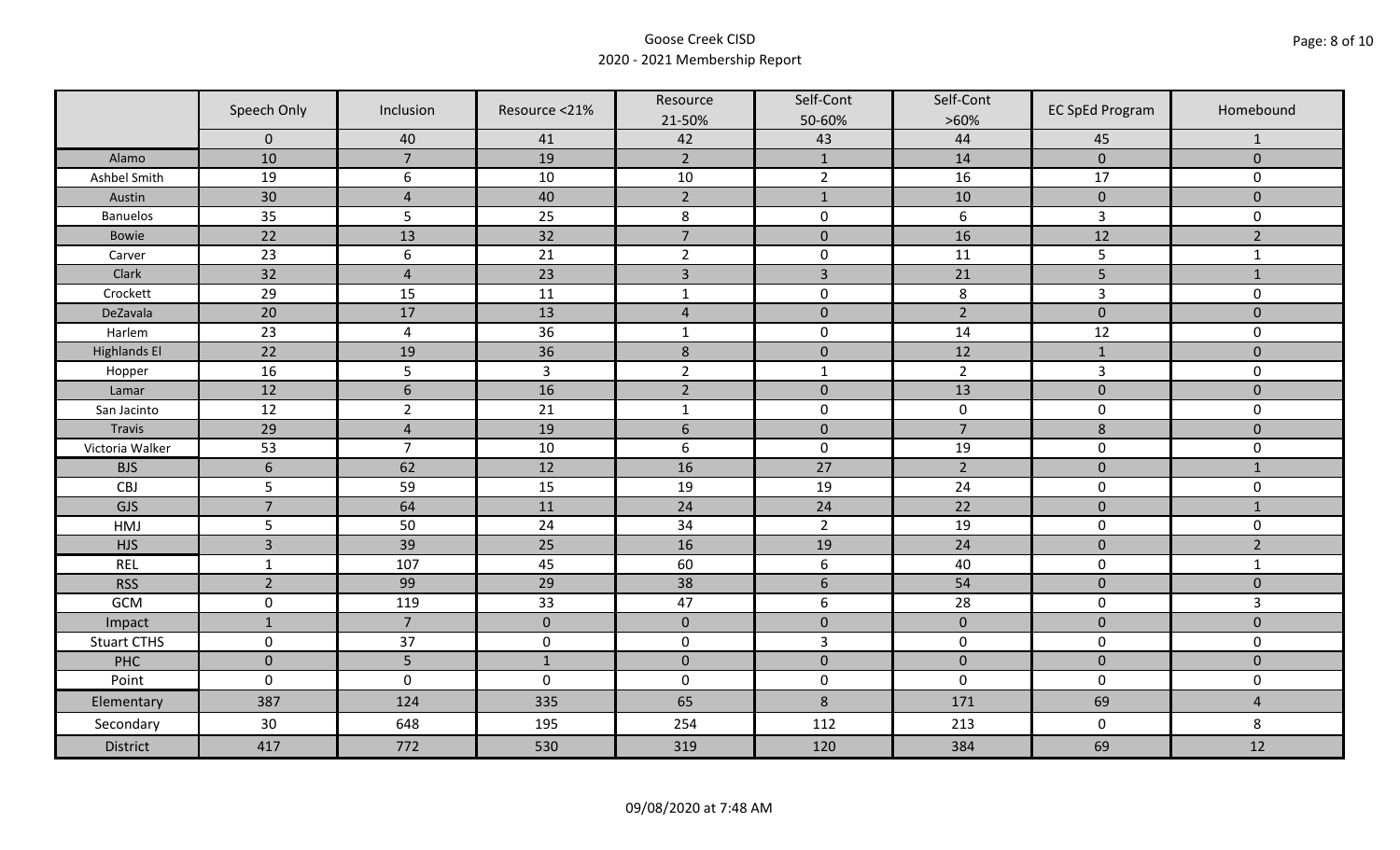Goose Creek CISD
2020 - 2021 Membership Report

| | Speech Only | Inclusion | Resource <21% | Resource 21-50% | Self-Cont 50-60% | Self-Cont >60% | EC SpEd Program | Homebound |
|---|---|---|---|---|---|---|---|---|
| | 0 | 40 | 41 | 42 | 43 | 44 | 45 | 1 |
| Alamo | 10 | 7 | 19 | 2 | 1 | 14 | 0 | 0 |
| Ashbel Smith | 19 | 6 | 10 | 10 | 2 | 16 | 17 | 0 |
| Austin | 30 | 4 | 40 | 2 | 1 | 10 | 0 | 0 |
| Banuelos | 35 | 5 | 25 | 8 | 0 | 6 | 3 | 0 |
| Bowie | 22 | 13 | 32 | 7 | 0 | 16 | 12 | 2 |
| Carver | 23 | 6 | 21 | 2 | 0 | 11 | 5 | 1 |
| Clark | 32 | 4 | 23 | 3 | 3 | 21 | 5 | 1 |
| Crockett | 29 | 15 | 11 | 1 | 0 | 8 | 3 | 0 |
| DeZavala | 20 | 17 | 13 | 4 | 0 | 2 | 0 | 0 |
| Harlem | 23 | 4 | 36 | 1 | 0 | 14 | 12 | 0 |
| Highlands El | 22 | 19 | 36 | 8 | 0 | 12 | 1 | 0 |
| Hopper | 16 | 5 | 3 | 2 | 1 | 2 | 3 | 0 |
| Lamar | 12 | 6 | 16 | 2 | 0 | 13 | 0 | 0 |
| San Jacinto | 12 | 2 | 21 | 1 | 0 | 0 | 0 | 0 |
| Travis | 29 | 4 | 19 | 6 | 0 | 7 | 8 | 0 |
| Victoria Walker | 53 | 7 | 10 | 6 | 0 | 19 | 0 | 0 |
| BJS | 6 | 62 | 12 | 16 | 27 | 2 | 0 | 1 |
| CBJ | 5 | 59 | 15 | 19 | 19 | 24 | 0 | 0 |
| GJS | 7 | 64 | 11 | 24 | 24 | 22 | 0 | 1 |
| HMJ | 5 | 50 | 24 | 34 | 2 | 19 | 0 | 0 |
| HJS | 3 | 39 | 25 | 16 | 19 | 24 | 0 | 2 |
| REL | 1 | 107 | 45 | 60 | 6 | 40 | 0 | 1 |
| RSS | 2 | 99 | 29 | 38 | 6 | 54 | 0 | 0 |
| GCM | 0 | 119 | 33 | 47 | 6 | 28 | 0 | 3 |
| Impact | 1 | 7 | 0 | 0 | 0 | 0 | 0 | 0 |
| Stuart CTHS | 0 | 37 | 0 | 0 | 3 | 0 | 0 | 0 |
| PHC | 0 | 5 | 1 | 0 | 0 | 0 | 0 | 0 |
| Point | 0 | 0 | 0 | 0 | 0 | 0 | 0 | 0 |
| Elementary | 387 | 124 | 335 | 65 | 8 | 171 | 69 | 4 |
| Secondary | 30 | 648 | 195 | 254 | 112 | 213 | 0 | 8 |
| District | 417 | 772 | 530 | 319 | 120 | 384 | 69 | 12 |

09/08/2020 at 7:48 AM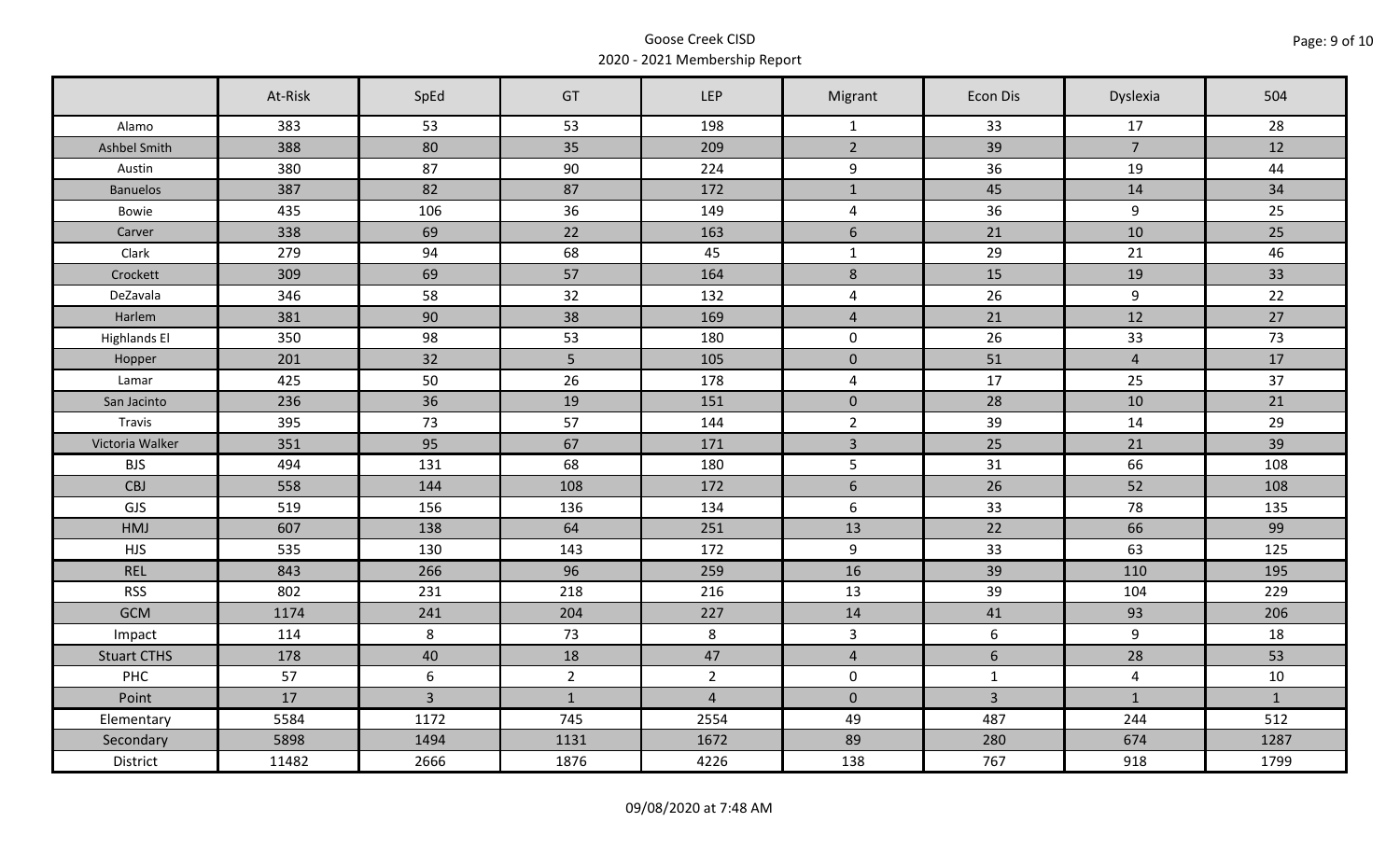Goose Creek CISD

2020 - 2021 Membership Report

| | At-Risk | SpEd | GT | LEP | Migrant | Econ Dis | Dyslexia | 504 |
|---|---|---|---|---|---|---|---|---|
| Alamo | 383 | 53 | 53 | 198 | 1 | 33 | 17 | 28 |
| Ashbel Smith | 388 | 80 | 35 | 209 | 2 | 39 | 7 | 12 |
| Austin | 380 | 87 | 90 | 224 | 9 | 36 | 19 | 44 |
| Banuelos | 387 | 82 | 87 | 172 | 1 | 45 | 14 | 34 |
| Bowie | 435 | 106 | 36 | 149 | 4 | 36 | 9 | 25 |
| Carver | 338 | 69 | 22 | 163 | 6 | 21 | 10 | 25 |
| Clark | 279 | 94 | 68 | 45 | 1 | 29 | 21 | 46 |
| Crockett | 309 | 69 | 57 | 164 | 8 | 15 | 19 | 33 |
| DeZavala | 346 | 58 | 32 | 132 | 4 | 26 | 9 | 22 |
| Harlem | 381 | 90 | 38 | 169 | 4 | 21 | 12 | 27 |
| Highlands El | 350 | 98 | 53 | 180 | 0 | 26 | 33 | 73 |
| Hopper | 201 | 32 | 5 | 105 | 0 | 51 | 4 | 17 |
| Lamar | 425 | 50 | 26 | 178 | 4 | 17 | 25 | 37 |
| San Jacinto | 236 | 36 | 19 | 151 | 0 | 28 | 10 | 21 |
| Travis | 395 | 73 | 57 | 144 | 2 | 39 | 14 | 29 |
| Victoria Walker | 351 | 95 | 67 | 171 | 3 | 25 | 21 | 39 |
| BJS | 494 | 131 | 68 | 180 | 5 | 31 | 66 | 108 |
| CBJ | 558 | 144 | 108 | 172 | 6 | 26 | 52 | 108 |
| GJS | 519 | 156 | 136 | 134 | 6 | 33 | 78 | 135 |
| HMJ | 607 | 138 | 64 | 251 | 13 | 22 | 66 | 99 |
| HJS | 535 | 130 | 143 | 172 | 9 | 33 | 63 | 125 |
| REL | 843 | 266 | 96 | 259 | 16 | 39 | 110 | 195 |
| RSS | 802 | 231 | 218 | 216 | 13 | 39 | 104 | 229 |
| GCM | 1174 | 241 | 204 | 227 | 14 | 41 | 93 | 206 |
| Impact | 114 | 8 | 73 | 8 | 3 | 6 | 9 | 18 |
| Stuart CTHS | 178 | 40 | 18 | 47 | 4 | 6 | 28 | 53 |
| PHC | 57 | 6 | 2 | 2 | 0 | 1 | 4 | 10 |
| Point | 17 | 3 | 1 | 4 | 0 | 3 | 1 | 1 |
| Elementary | 5584 | 1172 | 745 | 2554 | 49 | 487 | 244 | 512 |
| Secondary | 5898 | 1494 | 1131 | 1672 | 89 | 280 | 674 | 1287 |
| District | 11482 | 2666 | 1876 | 4226 | 138 | 767 | 918 | 1799 |

09/08/2020 at 7:48 AM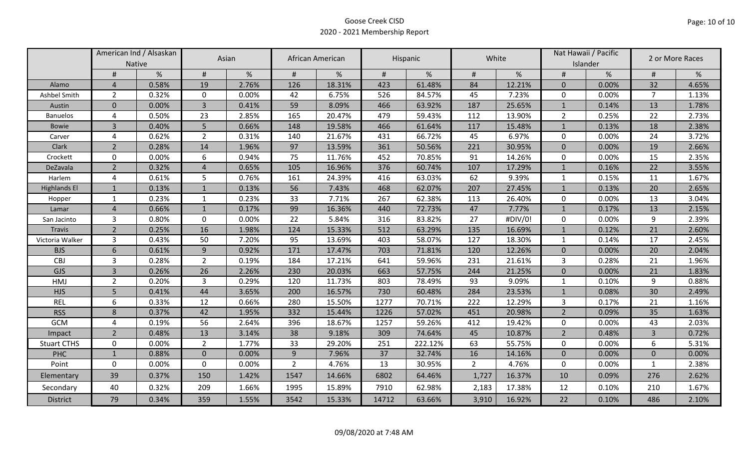# Goose Creek CISD

## 2020 - 2021 Membership Report

| | American Ind / Alsaskan Native | | Asian | | African American | | Hispanic | | White | | Nat Hawaii / Pacific Islander | | 2 or More Races | |
|---|---|---|---|---|---|---|---|---|---|---|---|---|---|---|
| | # | % | # | % | # | % | # | % | # | % | # | % | # | % |
| Alamo | 4 | 0.58% | 19 | 2.76% | 126 | 18.31% | 423 | 61.48% | 84 | 12.21% | 0 | 0.00% | 32 | 4.65% |
| Ashbel Smith | 2 | 0.32% | 0 | 0.00% | 42 | 6.75% | 526 | 84.57% | 45 | 7.23% | 0 | 0.00% | 7 | 1.13% |
| Austin | 0 | 0.00% | 3 | 0.41% | 59 | 8.09% | 466 | 63.92% | 187 | 25.65% | 1 | 0.14% | 13 | 1.78% |
| Banuelos | 4 | 0.50% | 23 | 2.85% | 165 | 20.47% | 479 | 59.43% | 112 | 13.90% | 2 | 0.25% | 22 | 2.73% |
| Bowie | 3 | 0.40% | 5 | 0.66% | 148 | 19.58% | 466 | 61.64% | 117 | 15.48% | 1 | 0.13% | 18 | 2.38% |
| Carver | 4 | 0.62% | 2 | 0.31% | 140 | 21.67% | 431 | 66.72% | 45 | 6.97% | 0 | 0.00% | 24 | 3.72% |
| Clark | 2 | 0.28% | 14 | 1.96% | 97 | 13.59% | 361 | 50.56% | 221 | 30.95% | 0 | 0.00% | 19 | 2.66% |
| Crockett | 0 | 0.00% | 6 | 0.94% | 75 | 11.76% | 452 | 70.85% | 91 | 14.26% | 0 | 0.00% | 15 | 2.35% |
| DeZavala | 2 | 0.32% | 4 | 0.65% | 105 | 16.96% | 376 | 60.74% | 107 | 17.29% | 1 | 0.16% | 22 | 3.55% |
| Harlem | 4 | 0.61% | 5 | 0.76% | 161 | 24.39% | 416 | 63.03% | 62 | 9.39% | 1 | 0.15% | 11 | 1.67% |
| Highlands El | 1 | 0.13% | 1 | 0.13% | 56 | 7.43% | 468 | 62.07% | 207 | 27.45% | 1 | 0.13% | 20 | 2.65% |
| Hopper | 1 | 0.23% | 1 | 0.23% | 33 | 7.71% | 267 | 62.38% | 113 | 26.40% | 0 | 0.00% | 13 | 3.04% |
| Lamar | 4 | 0.66% | 1 | 0.17% | 99 | 16.36% | 440 | 72.73% | 47 | 7.77% | 1 | 0.17% | 13 | 2.15% |
| San Jacinto | 3 | 0.80% | 0 | 0.00% | 22 | 5.84% | 316 | 83.82% | 27 | #DIV/0! | 0 | 0.00% | 9 | 2.39% |
| Travis | 2 | 0.25% | 16 | 1.98% | 124 | 15.33% | 512 | 63.29% | 135 | 16.69% | 1 | 0.12% | 21 | 2.60% |
| Victoria Walker | 3 | 0.43% | 50 | 7.20% | 95 | 13.69% | 403 | 58.07% | 127 | 18.30% | 1 | 0.14% | 17 | 2.45% |
| BJS | 6 | 0.61% | 9 | 0.92% | 171 | 17.47% | 703 | 71.81% | 120 | 12.26% | 0 | 0.00% | 20 | 2.04% |
| CBJ | 3 | 0.28% | 2 | 0.19% | 184 | 17.21% | 641 | 59.96% | 231 | 21.61% | 3 | 0.28% | 21 | 1.96% |
| GJS | 3 | 0.26% | 26 | 2.26% | 230 | 20.03% | 663 | 57.75% | 244 | 21.25% | 0 | 0.00% | 21 | 1.83% |
| HMJ | 2 | 0.20% | 3 | 0.29% | 120 | 11.73% | 803 | 78.49% | 93 | 9.09% | 1 | 0.10% | 9 | 0.88% |
| HJS | 5 | 0.41% | 44 | 3.65% | 200 | 16.57% | 730 | 60.48% | 284 | 23.53% | 1 | 0.08% | 30 | 2.49% |
| REL | 6 | 0.33% | 12 | 0.66% | 280 | 15.50% | 1277 | 70.71% | 222 | 12.29% | 3 | 0.17% | 21 | 1.16% |
| RSS | 8 | 0.37% | 42 | 1.95% | 332 | 15.44% | 1226 | 57.02% | 451 | 20.98% | 2 | 0.09% | 35 | 1.63% |
| GCM | 4 | 0.19% | 56 | 2.64% | 396 | 18.67% | 1257 | 59.26% | 412 | 19.42% | 0 | 0.00% | 43 | 2.03% |
| Impact | 2 | 0.48% | 13 | 3.14% | 38 | 9.18% | 309 | 74.64% | 45 | 10.87% | 2 | 0.48% | 3 | 0.72% |
| Stuart CTHS | 0 | 0.00% | 2 | 1.77% | 33 | 29.20% | 251 | 222.12% | 63 | 55.75% | 0 | 0.00% | 6 | 5.31% |
| PHC | 1 | 0.88% | 0 | 0.00% | 9 | 7.96% | 37 | 32.74% | 16 | 14.16% | 0 | 0.00% | 0 | 0.00% |
| Point | 0 | 0.00% | 0 | 0.00% | 2 | 4.76% | 13 | 30.95% | 2 | 4.76% | 0 | 0.00% | 1 | 2.38% |
| Elementary | 39 | 0.37% | 150 | 1.42% | 1547 | 14.66% | 6802 | 64.46% | 1,727 | 16.37% | 10 | 0.09% | 276 | 2.62% |
| Secondary | 40 | 0.32% | 209 | 1.66% | 1995 | 15.89% | 7910 | 62.98% | 2,183 | 17.38% | 12 | 0.10% | 210 | 1.67% |
| District | 79 | 0.34% | 359 | 1.55% | 3542 | 15.33% | 14712 | 63.66% | 3,910 | 16.92% | 22 | 0.10% | 486 | 2.10% |

09/08/2020 at 7:48 AM